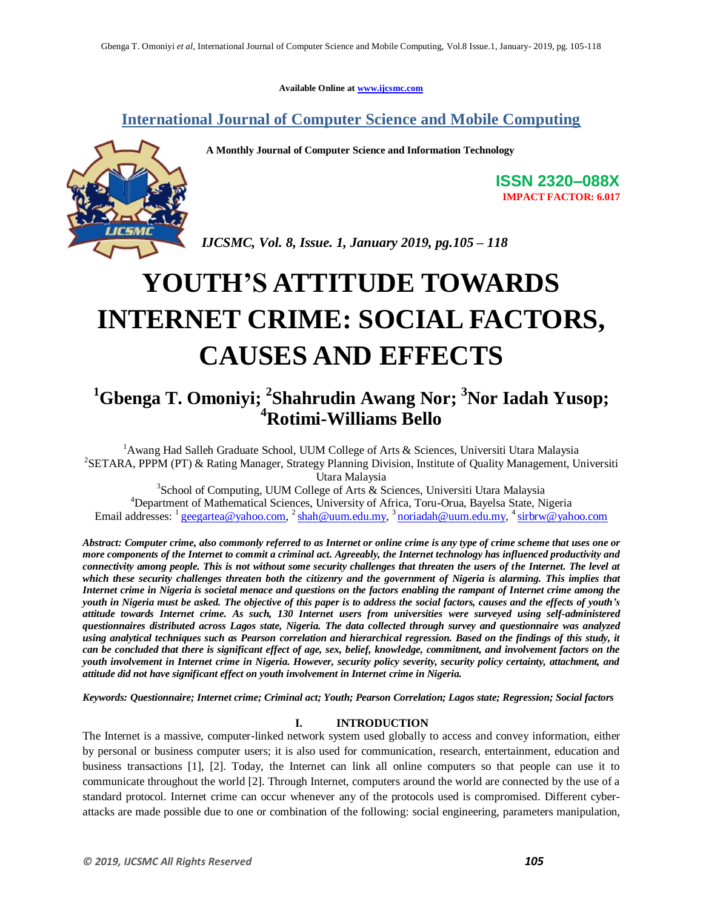Available Online at www.ijcsmc.com

# International Journal of Computer Science and Mobile Computing

A Monthly Journal of Computer Science and Information Technology

ISSN 2320–088X

IMPACT FACTOR: 6.017

*IJCSMC, Vol. 8, Issue. 1, January 2019, pg.105 – 118*

# YOUTH'S ATTITUDE TOWARDS INTERNET CRIME: SOCIAL FACTORS, CAUSES AND EFFECTS

## [1]Gbenga T. Omoniyi; [2]Shahrudin Awang Nor; [3]Nor Iadah Yusop; [4]Rotimi-Williams Bello

[1]Awang Had Salleh Graduate School, UUM College of Arts & Sciences, Universiti Utara Malaysia
[2]SETARA, PPPM (PT) & Rating Manager, Strategy Planning Division, Institute of Quality Management, Universiti Utara Malaysia
[3]School of Computing, UUM College of Arts & Sciences, Universiti Utara Malaysia
[4]Department of Mathematical Sciences, University of Africa, Toru-Orua, Bayelsa State, Nigeria
Email addresses: [1] geegartea@yahoo.com, [2] shah@uum.edu.my, [3] noriadah@uum.edu.my, [4] sirbrw@yahoo.com

***Abstract:** Computer crime, also commonly referred to as Internet or online crime is any type of crime scheme that uses one or more components of the Internet to commit a criminal act. Agreeably, the Internet technology has influenced productivity and connectivity among people. This is not without some security challenges that threaten the users of the Internet. The level at which these security challenges threaten both the citizenry and the government of Nigeria is alarming. This implies that Internet crime in Nigeria is societal menace and questions on the factors enabling the rampant of Internet crime among the youth in Nigeria must be asked. The objective of this paper is to address the social factors, causes and the effects of youth's attitude towards Internet crime. As such, 130 Internet users from universities were surveyed using self-administered questionnaires distributed across Lagos state, Nigeria. The data collected through survey and questionnaire was analyzed using analytical techniques such as Pearson correlation and hierarchical regression. Based on the findings of this study, it can be concluded that there is significant effect of age, sex, belief, knowledge, commitment, and involvement factors on the youth involvement in Internet crime in Nigeria. However, security policy severity, security policy certainty, attachment, and attitude did not have significant effect on youth involvement in Internet crime in Nigeria.*

***Keywords:** Questionnaire; Internet crime; Criminal act; Youth; Pearson Correlation; Lagos state; Regression; Social factors*

## I. INTRODUCTION

The Internet is a massive, computer-linked network system used globally to access and convey information, either by personal or business computer users; it is also used for communication, research, entertainment, education and business transactions [1], [2]. Today, the Internet can link all online computers so that people can use it to communicate throughout the world [2]. Through Internet, computers around the world are connected by the use of a standard protocol. Internet crime can occur whenever any of the protocols used is compromised. Different cyber-attacks are made possible due to one or combination of the following: social engineering, parameters manipulation,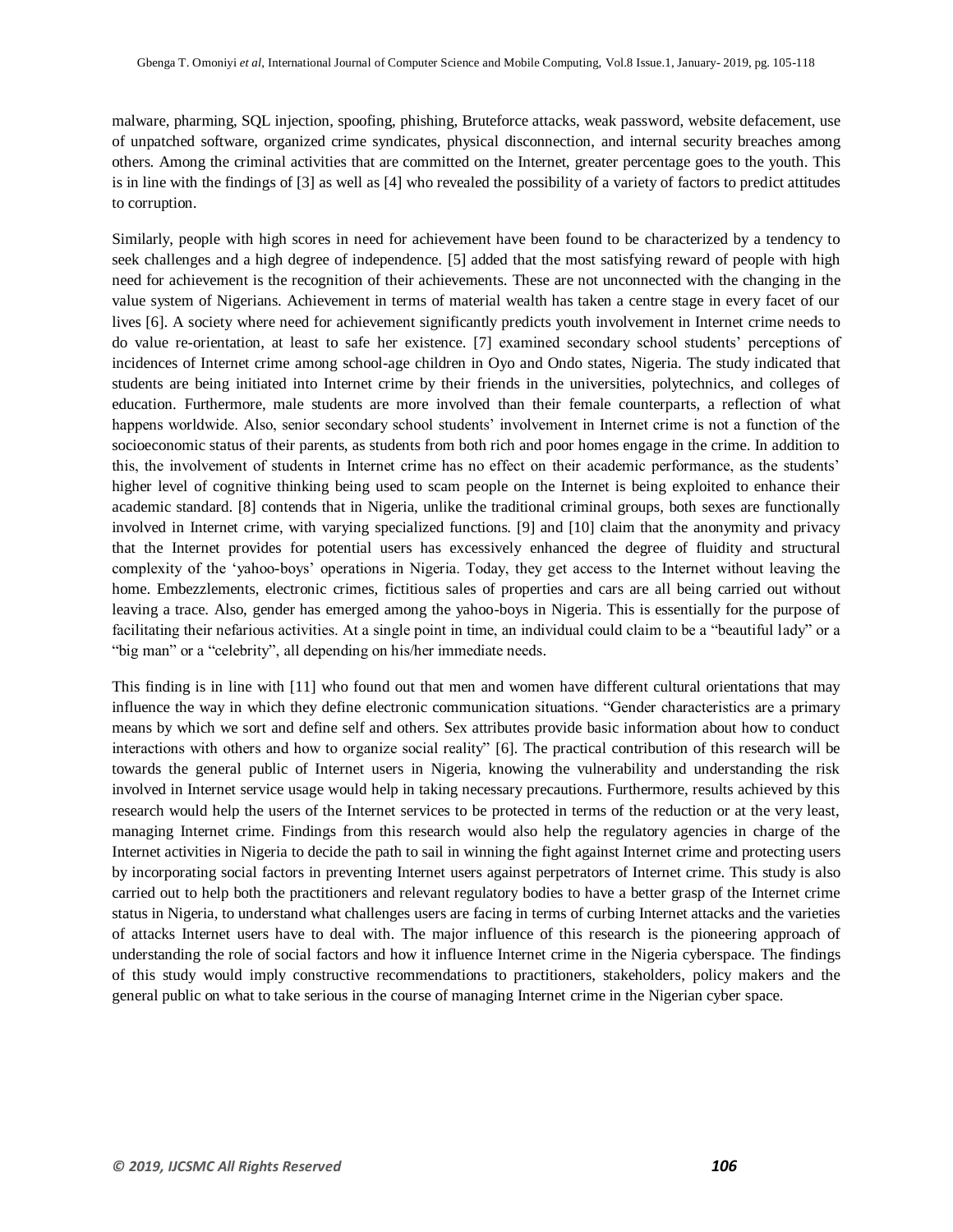malware, pharming, SQL injection, spoofing, phishing, Bruteforce attacks, weak password, website defacement, use of unpatched software, organized crime syndicates, physical disconnection, and internal security breaches among others. Among the criminal activities that are committed on the Internet, greater percentage goes to the youth. This is in line with the findings of [3] as well as [4] who revealed the possibility of a variety of factors to predict attitudes to corruption.

Similarly, people with high scores in need for achievement have been found to be characterized by a tendency to seek challenges and a high degree of independence. [5] added that the most satisfying reward of people with high need for achievement is the recognition of their achievements. These are not unconnected with the changing in the value system of Nigerians. Achievement in terms of material wealth has taken a centre stage in every facet of our lives [6]. A society where need for achievement significantly predicts youth involvement in Internet crime needs to do value re-orientation, at least to safe her existence. [7] examined secondary school students' perceptions of incidences of Internet crime among school-age children in Oyo and Ondo states, Nigeria. The study indicated that students are being initiated into Internet crime by their friends in the universities, polytechnics, and colleges of education. Furthermore, male students are more involved than their female counterparts, a reflection of what happens worldwide. Also, senior secondary school students' involvement in Internet crime is not a function of the socioeconomic status of their parents, as students from both rich and poor homes engage in the crime. In addition to this, the involvement of students in Internet crime has no effect on their academic performance, as the students' higher level of cognitive thinking being used to scam people on the Internet is being exploited to enhance their academic standard. [8] contends that in Nigeria, unlike the traditional criminal groups, both sexes are functionally involved in Internet crime, with varying specialized functions. [9] and [10] claim that the anonymity and privacy that the Internet provides for potential users has excessively enhanced the degree of fluidity and structural complexity of the 'yahoo-boys' operations in Nigeria. Today, they get access to the Internet without leaving the home. Embezzlements, electronic crimes, fictitious sales of properties and cars are all being carried out without leaving a trace. Also, gender has emerged among the yahoo-boys in Nigeria. This is essentially for the purpose of facilitating their nefarious activities. At a single point in time, an individual could claim to be a "beautiful lady" or a "big man" or a "celebrity", all depending on his/her immediate needs.

This finding is in line with [11] who found out that men and women have different cultural orientations that may influence the way in which they define electronic communication situations. "Gender characteristics are a primary means by which we sort and define self and others. Sex attributes provide basic information about how to conduct interactions with others and how to organize social reality" [6]. The practical contribution of this research will be towards the general public of Internet users in Nigeria, knowing the vulnerability and understanding the risk involved in Internet service usage would help in taking necessary precautions. Furthermore, results achieved by this research would help the users of the Internet services to be protected in terms of the reduction or at the very least, managing Internet crime. Findings from this research would also help the regulatory agencies in charge of the Internet activities in Nigeria to decide the path to sail in winning the fight against Internet crime and protecting users by incorporating social factors in preventing Internet users against perpetrators of Internet crime. This study is also carried out to help both the practitioners and relevant regulatory bodies to have a better grasp of the Internet crime status in Nigeria, to understand what challenges users are facing in terms of curbing Internet attacks and the varieties of attacks Internet users have to deal with. The major influence of this research is the pioneering approach of understanding the role of social factors and how it influence Internet crime in the Nigeria cyberspace. The findings of this study would imply constructive recommendations to practitioners, stakeholders, policy makers and the general public on what to take serious in the course of managing Internet crime in the Nigerian cyber space.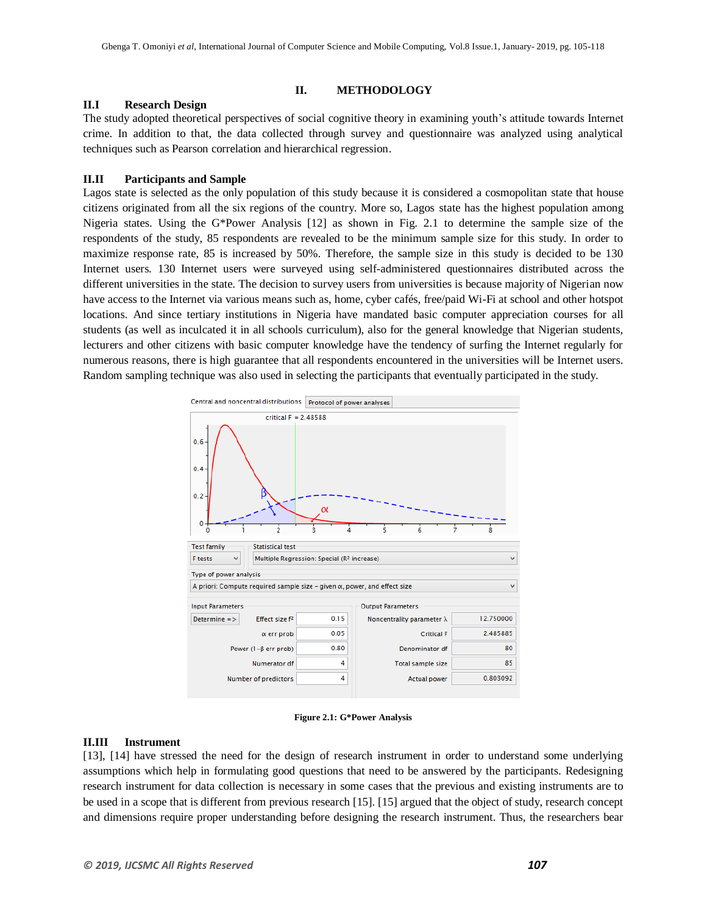## II. METHODOLOGY

### II.I Research Design

The study adopted theoretical perspectives of social cognitive theory in examining youth's attitude towards Internet crime. In addition to that, the data collected through survey and questionnaire was analyzed using analytical techniques such as Pearson correlation and hierarchical regression.

### II.II Participants and Sample

Lagos state is selected as the only population of this study because it is considered a cosmopolitan state that house citizens originated from all the six regions of the country. More so, Lagos state has the highest population among Nigeria states. Using the G*Power Analysis [12] as shown in Fig. 2.1 to determine the sample size of the respondents of the study, 85 respondents are revealed to be the minimum sample size for this study. In order to maximize response rate, 85 is increased by 50%. Therefore, the sample size in this study is decided to be 130 Internet users. 130 Internet users were surveyed using self-administered questionnaires distributed across the different universities in the state. The decision to survey users from universities is because majority of Nigerian now have access to the Internet via various means such as, home, cyber cafés, free/paid Wi-Fi at school and other hotspot locations. And since tertiary institutions in Nigeria have mandated basic computer appreciation courses for all students (as well as inculcated it in all schools curriculum), also for the general knowledge that Nigerian students, lecturers and other citizens with basic computer knowledge have the tendency of surfing the Internet regularly for numerous reasons, there is high guarantee that all respondents encountered in the universities will be Internet users. Random sampling technique was also used in selecting the participants that eventually participated in the study.

**Figure 2.1: G*Power Analysis**

### II.III Instrument

[13], [14] have stressed the need for the design of research instrument in order to understand some underlying assumptions which help in formulating good questions that need to be answered by the participants. Redesigning research instrument for data collection is necessary in some cases that the previous and existing instruments are to be used in a scope that is different from previous research [15]. [15] argued that the object of study, research concept and dimensions require proper understanding before designing the research instrument. Thus, the researchers bear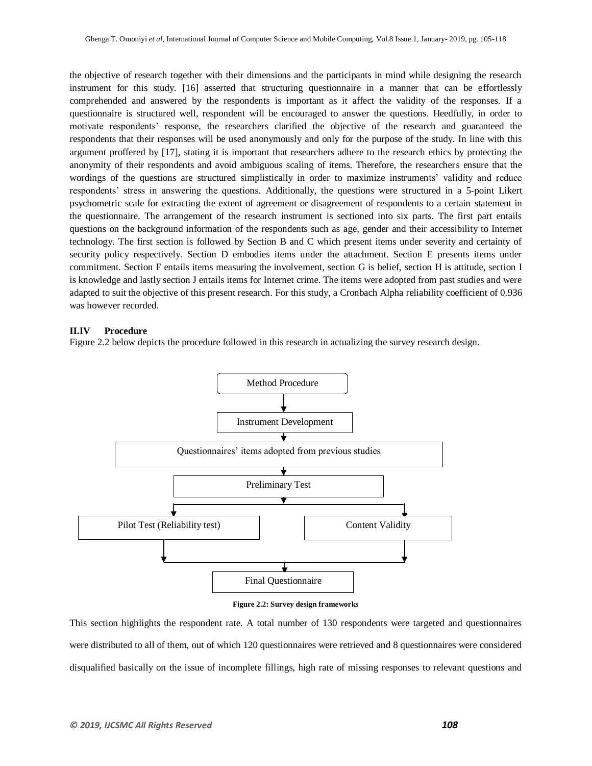the objective of research together with their dimensions and the participants in mind while designing the research instrument for this study. [16] asserted that structuring questionnaire in a manner that can be effortlessly comprehended and answered by the respondents is important as it affect the validity of the responses. If a questionnaire is structured well, respondent will be encouraged to answer the questions. Heedfully, in order to motivate respondents' response, the researchers clarified the objective of the research and guaranteed the respondents that their responses will be used anonymously and only for the purpose of the study. In line with this argument proffered by [17], stating it is important that researchers adhere to the research ethics by protecting the anonymity of their respondents and avoid ambiguous scaling of items. Therefore, the researchers ensure that the wordings of the questions are structured simplistically in order to maximize instruments' validity and reduce respondents' stress in answering the questions. Additionally, the questions were structured in a 5-point Likert psychometric scale for extracting the extent of agreement or disagreement of respondents to a certain statement in the questionnaire. The arrangement of the research instrument is sectioned into six parts. The first part entails questions on the background information of the respondents such as age, gender and their accessibility to Internet technology. The first section is followed by Section B and C which present items under severity and certainty of security policy respectively. Section D embodies items under the attachment. Section E presents items under commitment. Section F entails items measuring the involvement, section G is belief, section H is attitude, section I is knowledge and lastly section J entails items for Internet crime. The items were adopted from past studies and were adapted to suit the objective of this present research. For this study, a Cronbach Alpha reliability coefficient of 0.936 was however recorded.

### II.IV Procedure

Figure 2.2 below depicts the procedure followed in this research in actualizing the survey research design.

Method Procedure → Instrument Development → Questionnaires' items adopted from previous studies → Preliminary Test → Pilot Test (Reliability test) / Content Validity → Final Questionnaire

**Figure 2.2: Survey design frameworks**

This section highlights the respondent rate. A total number of 130 respondents were targeted and questionnaires were distributed to all of them, out of which 120 questionnaires were retrieved and 8 questionnaires were considered disqualified basically on the issue of incomplete fillings, high rate of missing responses to relevant questions and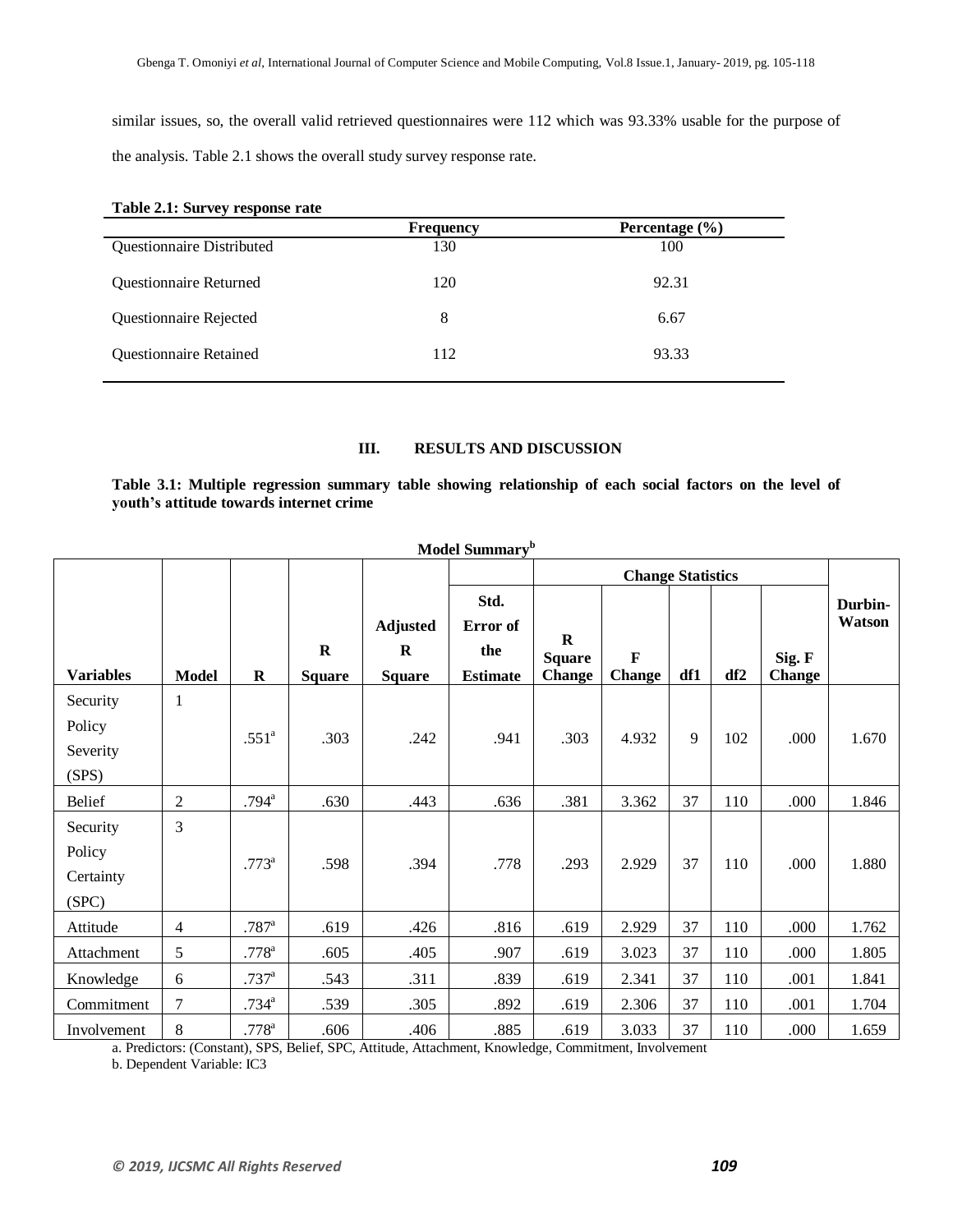similar issues, so, the overall valid retrieved questionnaires were 112 which was 93.33% usable for the purpose of the analysis. Table 2.1 shows the overall study survey response rate.

**Table 2.1: Survey response rate**

| | Frequency | Percentage (%) |
|---|---|---|
| Questionnaire Distributed | 130 | 100 |
| Questionnaire Returned | 120 | 92.31 |
| Questionnaire Rejected | 8 | 6.67 |
| Questionnaire Retained | 112 | 93.33 |

## III. RESULTS AND DISCUSSION

**Table 3.1: Multiple regression summary table showing relationship of each social factors on the level of youth's attitude towards internet crime**

**Model Summary[b]**

| | | | | | | Change Statistics | | | | | |
|---|---|---|---|---|---|---|---|---|---|---|---|
| Variables | Model | R | R Square | Adjusted R Square | Std. Error of the Estimate | R Square Change | F Change | df1 | df2 | Sig. F Change | Durbin-Watson |
| Security Policy Severity (SPS) | 1 | .551[a] | .303 | .242 | .941 | .303 | 4.932 | 9 | 102 | .000 | 1.670 |
| Belief | 2 | .794[a] | .630 | .443 | .636 | .381 | 3.362 | 37 | 110 | .000 | 1.846 |
| Security Policy Certainty (SPC) | 3 | .773[a] | .598 | .394 | .778 | .293 | 2.929 | 37 | 110 | .000 | 1.880 |
| Attitude | 4 | .787[a] | .619 | .426 | .816 | .619 | 2.929 | 37 | 110 | .000 | 1.762 |
| Attachment | 5 | .778[a] | .605 | .405 | .907 | .619 | 3.023 | 37 | 110 | .000 | 1.805 |
| Knowledge | 6 | .737[a] | .543 | .311 | .839 | .619 | 2.341 | 37 | 110 | .001 | 1.841 |
| Commitment | 7 | .734[a] | .539 | .305 | .892 | .619 | 2.306 | 37 | 110 | .001 | 1.704 |
| Involvement | 8 | .778[a] | .606 | .406 | .885 | .619 | 3.033 | 37 | 110 | .000 | 1.659 |

a. Predictors: (Constant), SPS, Belief, SPC, Attitude, Attachment, Knowledge, Commitment, Involvement

b. Dependent Variable: IC3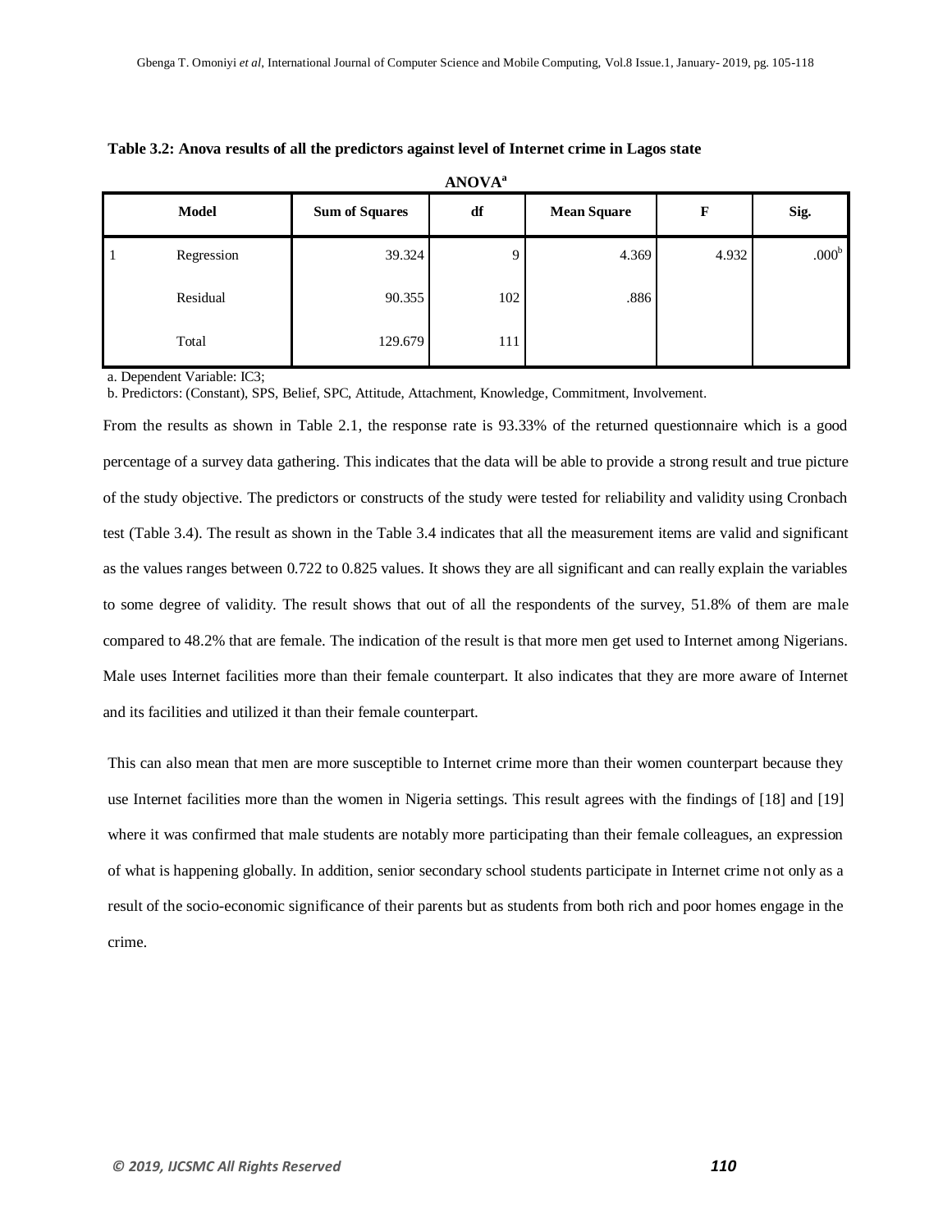**Table 3.2: Anova results of all the predictors against level of Internet crime in Lagos state**

**ANOVA**[a]

| Model | | Sum of Squares | df | Mean Square | F | Sig. |
|---|---|---|---|---|---|---|
| 1 | Regression | 39.324 | 9 | 4.369 | 4.932 | .000[b] |
| | Residual | 90.355 | 102 | .886 | | |
| | Total | 129.679 | 111 | | | |

a. Dependent Variable: IC3;

b. Predictors: (Constant), SPS, Belief, SPC, Attitude, Attachment, Knowledge, Commitment, Involvement.

From the results as shown in Table 2.1, the response rate is 93.33% of the returned questionnaire which is a good percentage of a survey data gathering. This indicates that the data will be able to provide a strong result and true picture of the study objective. The predictors or constructs of the study were tested for reliability and validity using Cronbach test (Table 3.4). The result as shown in the Table 3.4 indicates that all the measurement items are valid and significant as the values ranges between 0.722 to 0.825 values. It shows they are all significant and can really explain the variables to some degree of validity. The result shows that out of all the respondents of the survey, 51.8% of them are male compared to 48.2% that are female. The indication of the result is that more men get used to Internet among Nigerians. Male uses Internet facilities more than their female counterpart. It also indicates that they are more aware of Internet and its facilities and utilized it than their female counterpart.

This can also mean that men are more susceptible to Internet crime more than their women counterpart because they use Internet facilities more than the women in Nigeria settings. This result agrees with the findings of [18] and [19] where it was confirmed that male students are notably more participating than their female colleagues, an expression of what is happening globally. In addition, senior secondary school students participate in Internet crime not only as a result of the socio-economic significance of their parents but as students from both rich and poor homes engage in the crime.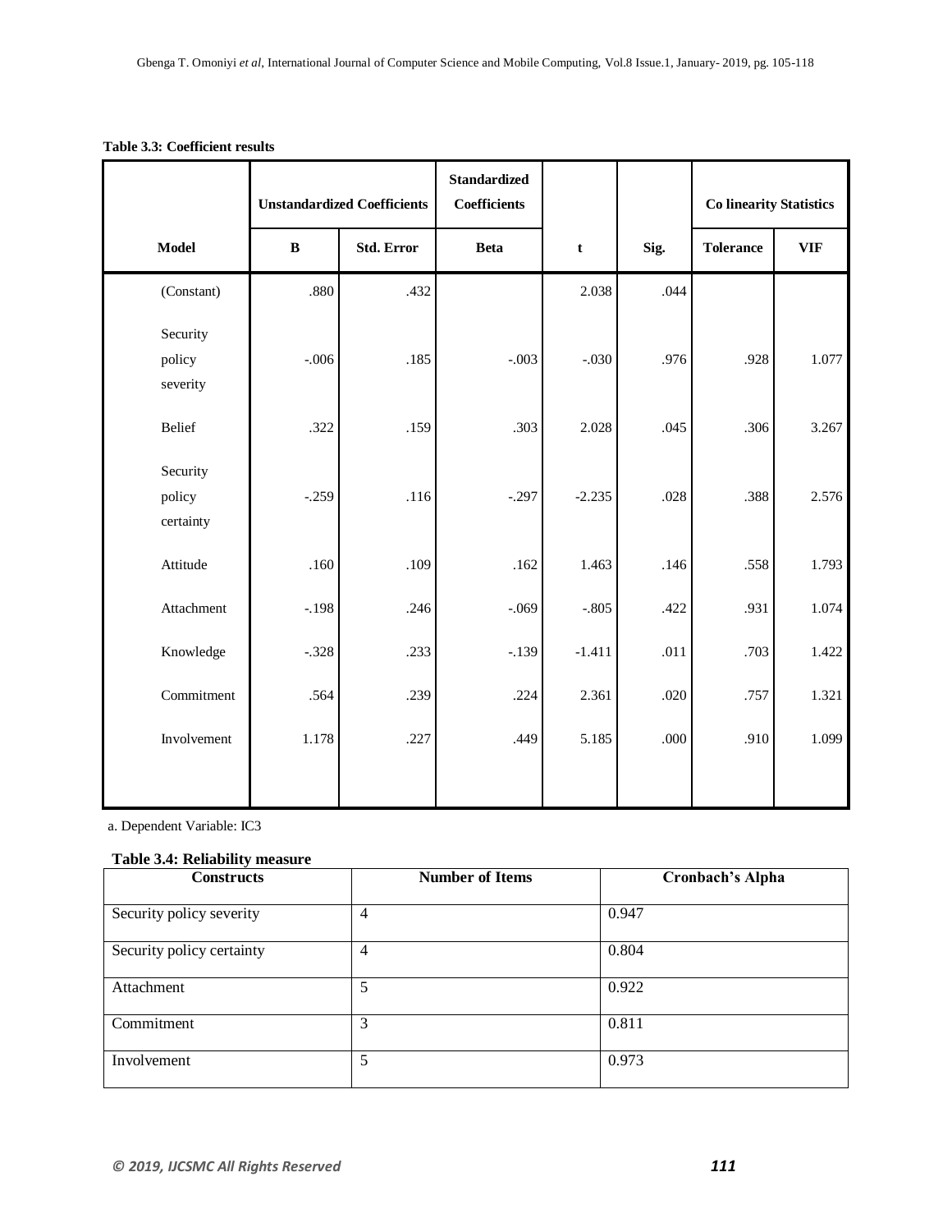**Table 3.3: Coefficient results**

| Model | Unstandardized Coefficients | | Standardized Coefficients | t | Sig. | Co linearity Statistics | |
|---|---|---|---|---|---|---|---|
| | B | Std. Error | Beta | | | Tolerance | VIF |
| (Constant) | .880 | .432 | | 2.038 | .044 | | |
| Security policy severity | -.006 | .185 | -.003 | -.030 | .976 | .928 | 1.077 |
| Belief | .322 | .159 | .303 | 2.028 | .045 | .306 | 3.267 |
| Security policy certainty | -.259 | .116 | -.297 | -2.235 | .028 | .388 | 2.576 |
| Attitude | .160 | .109 | .162 | 1.463 | .146 | .558 | 1.793 |
| Attachment | -.198 | .246 | -.069 | -.805 | .422 | .931 | 1.074 |
| Knowledge | -.328 | .233 | -.139 | -1.411 | .011 | .703 | 1.422 |
| Commitment | .564 | .239 | .224 | 2.361 | .020 | .757 | 1.321 |
| Involvement | 1.178 | .227 | .449 | 5.185 | .000 | .910 | 1.099 |

a. Dependent Variable: IC3

**Table 3.4: Reliability measure**

| Constructs | Number of Items | Cronbach's Alpha |
|---|---|---|
| Security policy severity | 4 | 0.947 |
| Security policy certainty | 4 | 0.804 |
| Attachment | 5 | 0.922 |
| Commitment | 3 | 0.811 |
| Involvement | 5 | 0.973 |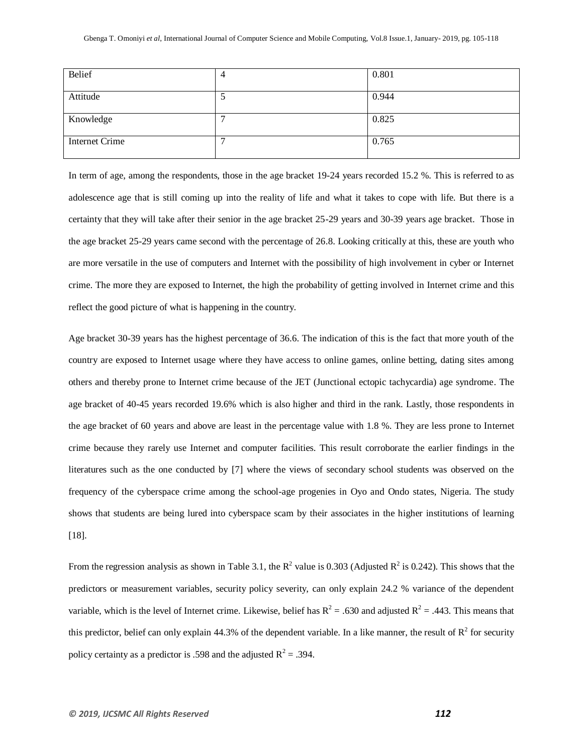| Belief | 4 | 0.801 |
|---|---|---|
| Attitude | 5 | 0.944 |
| Knowledge | 7 | 0.825 |
| Internet Crime | 7 | 0.765 |

In term of age, among the respondents, those in the age bracket 19-24 years recorded 15.2 %. This is referred to as adolescence age that is still coming up into the reality of life and what it takes to cope with life. But there is a certainty that they will take after their senior in the age bracket 25-29 years and 30-39 years age bracket. Those in the age bracket 25-29 years came second with the percentage of 26.8. Looking critically at this, these are youth who are more versatile in the use of computers and Internet with the possibility of high involvement in cyber or Internet crime. The more they are exposed to Internet, the high the probability of getting involved in Internet crime and this reflect the good picture of what is happening in the country.

Age bracket 30-39 years has the highest percentage of 36.6. The indication of this is the fact that more youth of the country are exposed to Internet usage where they have access to online games, online betting, dating sites among others and thereby prone to Internet crime because of the JET (Junctional ectopic tachycardia) age syndrome. The age bracket of 40-45 years recorded 19.6% which is also higher and third in the rank. Lastly, those respondents in the age bracket of 60 years and above are least in the percentage value with 1.8 %. They are less prone to Internet crime because they rarely use Internet and computer facilities. This result corroborate the earlier findings in the literatures such as the one conducted by [7] where the views of secondary school students was observed on the frequency of the cyberspace crime among the school-age progenies in Oyo and Ondo states, Nigeria. The study shows that students are being lured into cyberspace scam by their associates in the higher institutions of learning [18].

From the regression analysis as shown in Table 3.1, the $R^2$ value is 0.303 (Adjusted $R^2$ is 0.242). This shows that the predictors or measurement variables, security policy severity, can only explain 24.2 % variance of the dependent variable, which is the level of Internet crime. Likewise, belief has $R^2 = .630$ and adjusted $R^2 = .443$. This means that this predictor, belief can only explain 44.3% of the dependent variable. In a like manner, the result of $R^2$ for security policy certainty as a predictor is .598 and the adjusted $R^2 = .394$.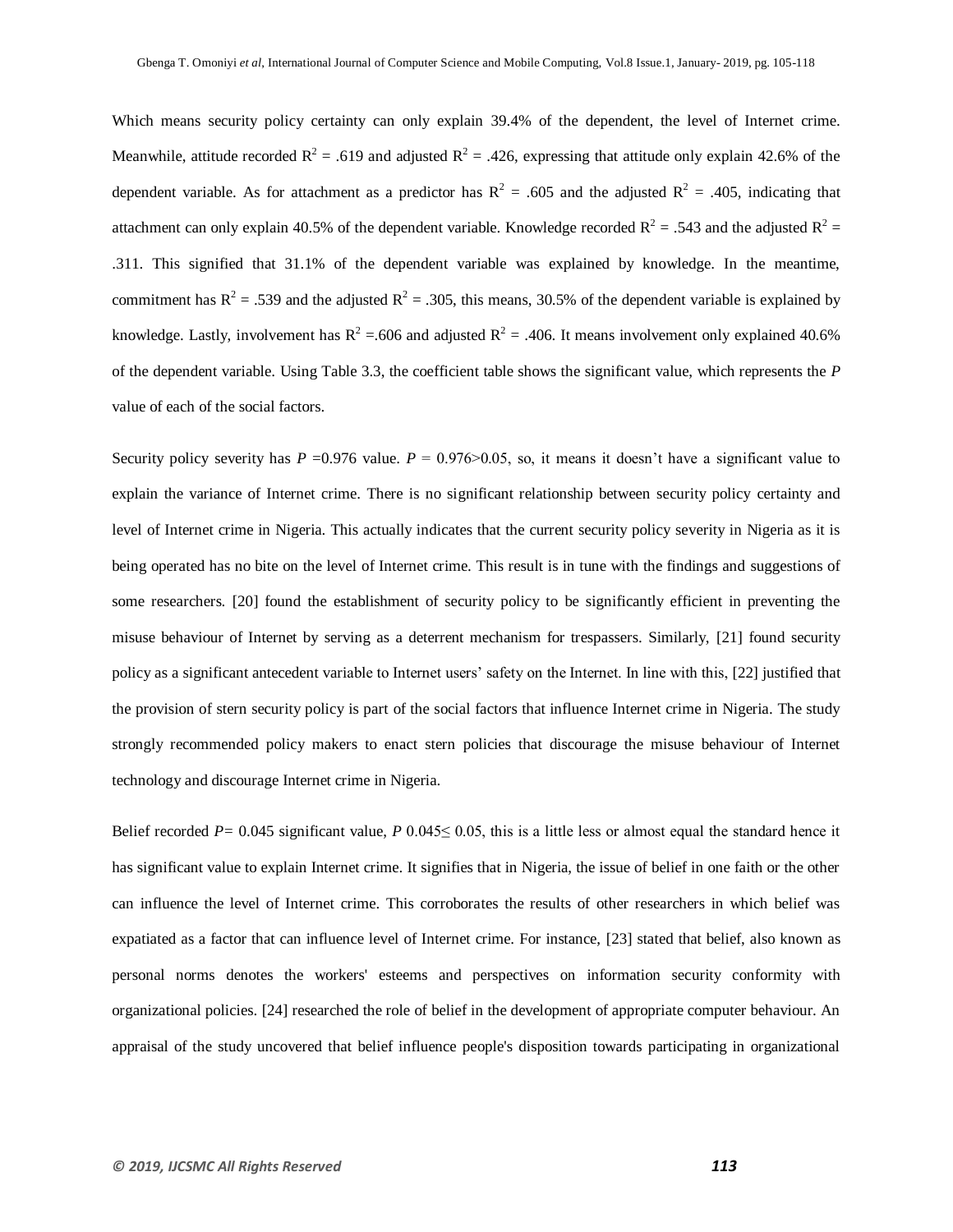Which means security policy certainty can only explain 39.4% of the dependent, the level of Internet crime. Meanwhile, attitude recorded $R^2$ = .619 and adjusted $R^2$ = .426, expressing that attitude only explain 42.6% of the dependent variable. As for attachment as a predictor has $R^2$ = .605 and the adjusted $R^2$ = .405, indicating that attachment can only explain 40.5% of the dependent variable. Knowledge recorded $R^2$ = .543 and the adjusted $R^2$ = .311. This signified that 31.1% of the dependent variable was explained by knowledge. In the meantime, commitment has $R^2$ = .539 and the adjusted $R^2$ = .305, this means, 30.5% of the dependent variable is explained by knowledge. Lastly, involvement has $R^2$ =.606 and adjusted $R^2$ = .406. It means involvement only explained 40.6% of the dependent variable. Using Table 3.3, the coefficient table shows the significant value, which represents the *P* value of each of the social factors.

Security policy severity has *P* =0.976 value. $P = 0.976 > 0.05$, so, it means it doesn't have a significant value to explain the variance of Internet crime. There is no significant relationship between security policy certainty and level of Internet crime in Nigeria. This actually indicates that the current security policy severity in Nigeria as it is being operated has no bite on the level of Internet crime. This result is in tune with the findings and suggestions of some researchers. [20] found the establishment of security policy to be significantly efficient in preventing the misuse behaviour of Internet by serving as a deterrent mechanism for trespassers. Similarly, [21] found security policy as a significant antecedent variable to Internet users' safety on the Internet. In line with this, [22] justified that the provision of stern security policy is part of the social factors that influence Internet crime in Nigeria. The study strongly recommended policy makers to enact stern policies that discourage the misuse behaviour of Internet technology and discourage Internet crime in Nigeria.

Belief recorded $P = 0.045$ significant value, $P$ $0.045 \leq 0.05$, this is a little less or almost equal the standard hence it has significant value to explain Internet crime. It signifies that in Nigeria, the issue of belief in one faith or the other can influence the level of Internet crime. This corroborates the results of other researchers in which belief was expatiated as a factor that can influence level of Internet crime. For instance, [23] stated that belief, also known as personal norms denotes the workers' esteems and perspectives on information security conformity with organizational policies. [24] researched the role of belief in the development of appropriate computer behaviour. An appraisal of the study uncovered that belief influence people's disposition towards participating in organizational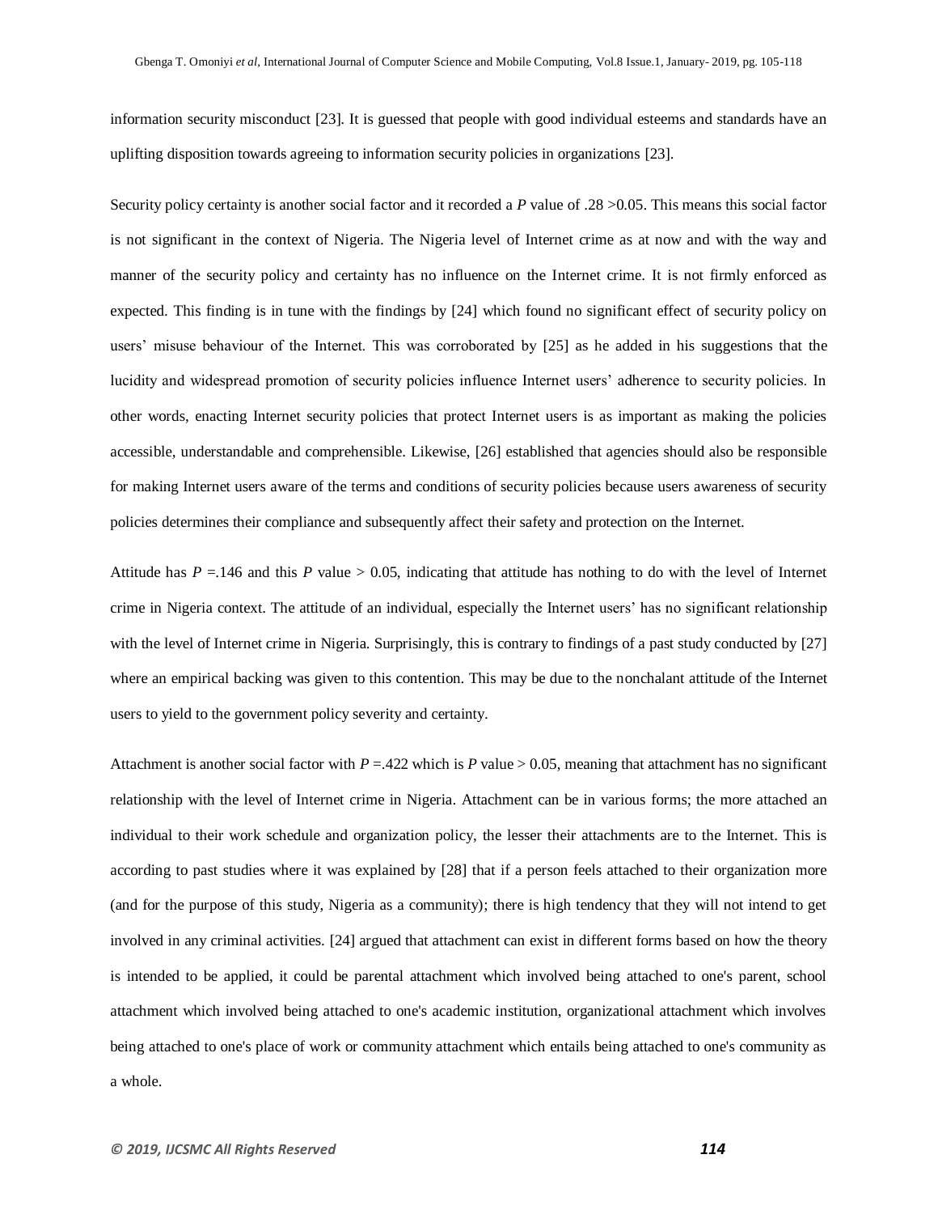information security misconduct [23]. It is guessed that people with good individual esteems and standards have an uplifting disposition towards agreeing to information security policies in organizations [23].

Security policy certainty is another social factor and it recorded a *P* value of .28 >0.05. This means this social factor is not significant in the context of Nigeria. The Nigeria level of Internet crime as at now and with the way and manner of the security policy and certainty has no influence on the Internet crime. It is not firmly enforced as expected. This finding is in tune with the findings by [24] which found no significant effect of security policy on users' misuse behaviour of the Internet. This was corroborated by [25] as he added in his suggestions that the lucidity and widespread promotion of security policies influence Internet users' adherence to security policies. In other words, enacting Internet security policies that protect Internet users is as important as making the policies accessible, understandable and comprehensible. Likewise, [26] established that agencies should also be responsible for making Internet users aware of the terms and conditions of security policies because users awareness of security policies determines their compliance and subsequently affect their safety and protection on the Internet.

Attitude has *P* =.146 and this *P* value > 0.05, indicating that attitude has nothing to do with the level of Internet crime in Nigeria context. The attitude of an individual, especially the Internet users' has no significant relationship with the level of Internet crime in Nigeria. Surprisingly, this is contrary to findings of a past study conducted by [27] where an empirical backing was given to this contention. This may be due to the nonchalant attitude of the Internet users to yield to the government policy severity and certainty.

Attachment is another social factor with *P* =.422 which is *P* value > 0.05, meaning that attachment has no significant relationship with the level of Internet crime in Nigeria. Attachment can be in various forms; the more attached an individual to their work schedule and organization policy, the lesser their attachments are to the Internet. This is according to past studies where it was explained by [28] that if a person feels attached to their organization more (and for the purpose of this study, Nigeria as a community); there is high tendency that they will not intend to get involved in any criminal activities. [24] argued that attachment can exist in different forms based on how the theory is intended to be applied, it could be parental attachment which involved being attached to one's parent, school attachment which involved being attached to one's academic institution, organizational attachment which involves being attached to one's place of work or community attachment which entails being attached to one's community as a whole.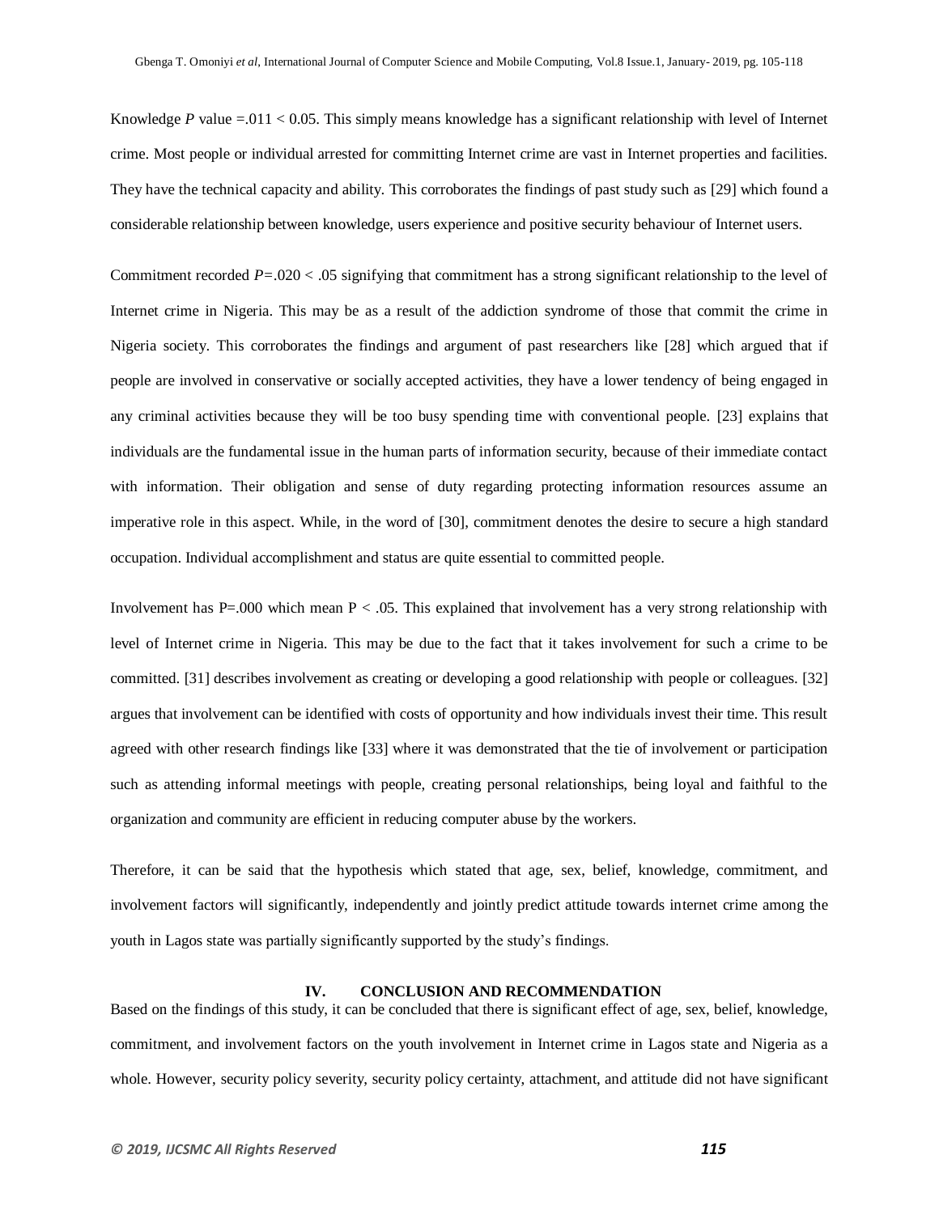Knowledge $P$ value $=.011 < 0.05$. This simply means knowledge has a significant relationship with level of Internet crime. Most people or individual arrested for committing Internet crime are vast in Internet properties and facilities. They have the technical capacity and ability. This corroborates the findings of past study such as [29] which found a considerable relationship between knowledge, users experience and positive security behaviour of Internet users.

Commitment recorded $P=.020 < .05$ signifying that commitment has a strong significant relationship to the level of Internet crime in Nigeria. This may be as a result of the addiction syndrome of those that commit the crime in Nigeria society. This corroborates the findings and argument of past researchers like [28] which argued that if people are involved in conservative or socially accepted activities, they have a lower tendency of being engaged in any criminal activities because they will be too busy spending time with conventional people. [23] explains that individuals are the fundamental issue in the human parts of information security, because of their immediate contact with information. Their obligation and sense of duty regarding protecting information resources assume an imperative role in this aspect. While, in the word of [30], commitment denotes the desire to secure a high standard occupation. Individual accomplishment and status are quite essential to committed people.

Involvement has $P=.000$ which mean $P < .05$. This explained that involvement has a very strong relationship with level of Internet crime in Nigeria. This may be due to the fact that it takes involvement for such a crime to be committed. [31] describes involvement as creating or developing a good relationship with people or colleagues. [32] argues that involvement can be identified with costs of opportunity and how individuals invest their time. This result agreed with other research findings like [33] where it was demonstrated that the tie of involvement or participation such as attending informal meetings with people, creating personal relationships, being loyal and faithful to the organization and community are efficient in reducing computer abuse by the workers.

Therefore, it can be said that the hypothesis which stated that age, sex, belief, knowledge, commitment, and involvement factors will significantly, independently and jointly predict attitude towards internet crime among the youth in Lagos state was partially significantly supported by the study's findings.

## IV. CONCLUSION AND RECOMMENDATION

Based on the findings of this study, it can be concluded that there is significant effect of age, sex, belief, knowledge, commitment, and involvement factors on the youth involvement in Internet crime in Lagos state and Nigeria as a whole. However, security policy severity, security policy certainty, attachment, and attitude did not have significant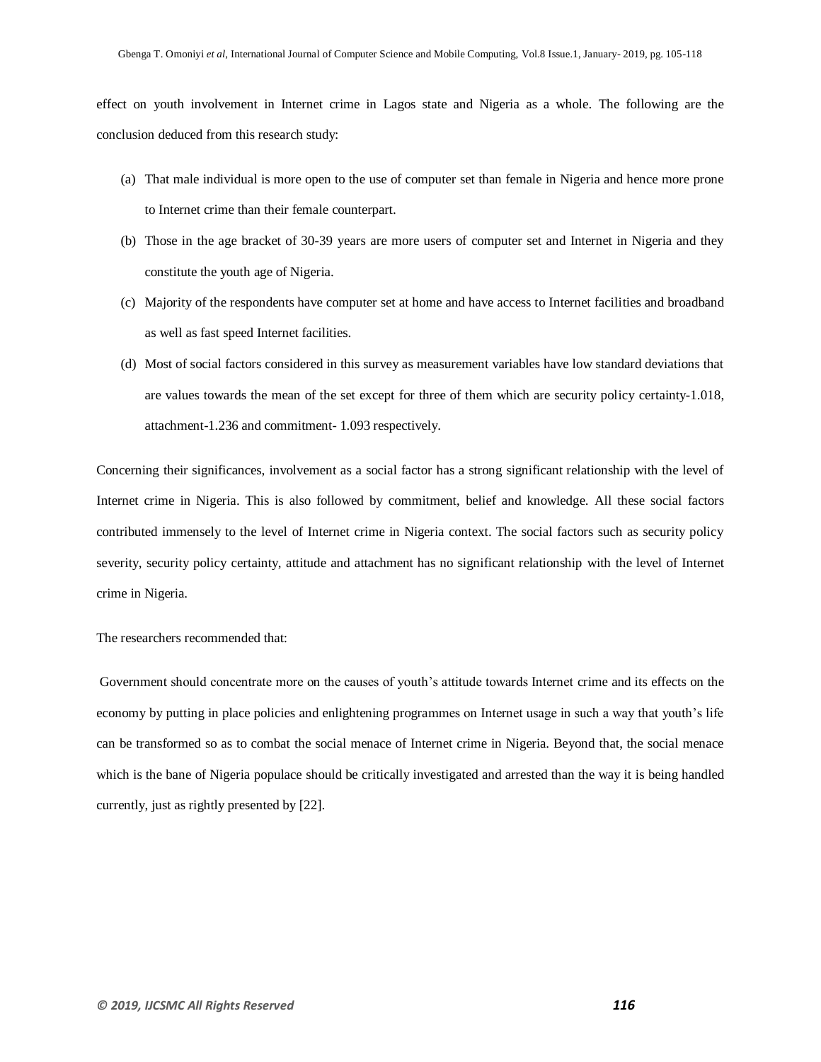effect on youth involvement in Internet crime in Lagos state and Nigeria as a whole. The following are the conclusion deduced from this research study:

(a) That male individual is more open to the use of computer set than female in Nigeria and hence more prone to Internet crime than their female counterpart.

(b) Those in the age bracket of 30-39 years are more users of computer set and Internet in Nigeria and they constitute the youth age of Nigeria.

(c) Majority of the respondents have computer set at home and have access to Internet facilities and broadband as well as fast speed Internet facilities.

(d) Most of social factors considered in this survey as measurement variables have low standard deviations that are values towards the mean of the set except for three of them which are security policy certainty-1.018, attachment-1.236 and commitment- 1.093 respectively.

Concerning their significances, involvement as a social factor has a strong significant relationship with the level of Internet crime in Nigeria. This is also followed by commitment, belief and knowledge. All these social factors contributed immensely to the level of Internet crime in Nigeria context. The social factors such as security policy severity, security policy certainty, attitude and attachment has no significant relationship with the level of Internet crime in Nigeria.

The researchers recommended that:

Government should concentrate more on the causes of youth's attitude towards Internet crime and its effects on the economy by putting in place policies and enlightening programmes on Internet usage in such a way that youth's life can be transformed so as to combat the social menace of Internet crime in Nigeria. Beyond that, the social menace which is the bane of Nigeria populace should be critically investigated and arrested than the way it is being handled currently, just as rightly presented by [22].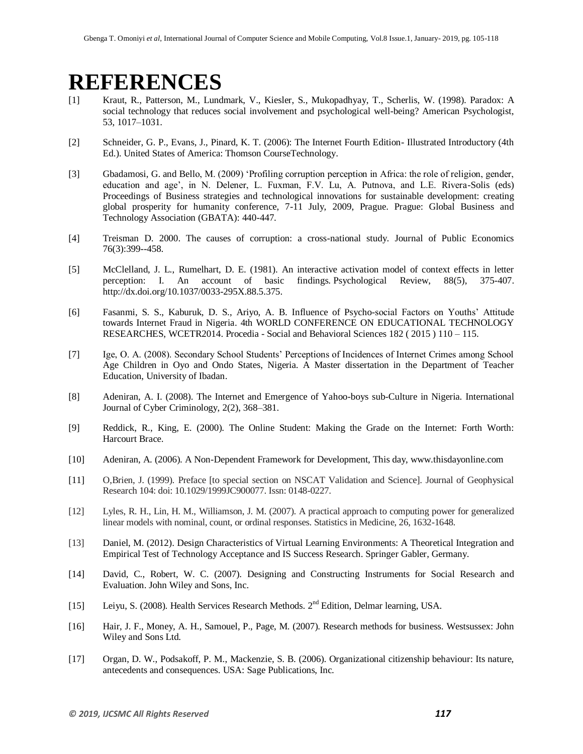# REFERENCES

[1] Kraut, R., Patterson, M., Lundmark, V., Kiesler, S., Mukopadhyay, T., Scherlis, W. (1998). Paradox: A social technology that reduces social involvement and psychological well-being? American Psychologist, 53, 1017–1031.

[2] Schneider, G. P., Evans, J., Pinard, K. T. (2006): The Internet Fourth Edition- Illustrated Introductory (4th Ed.). United States of America: Thomson CourseTechnology.

[3] Gbadamosi, G. and Bello, M. (2009) 'Profiling corruption perception in Africa: the role of religion, gender, education and age', in N. Delener, L. Fuxman, F.V. Lu, A. Putnova, and L.E. Rivera-Solis (eds) Proceedings of Business strategies and technological innovations for sustainable development: creating global prosperity for humanity conference, 7-11 July, 2009, Prague. Prague: Global Business and Technology Association (GBATA): 440-447.

[4] Treisman D. 2000. The causes of corruption: a cross-national study. Journal of Public Economics 76(3):399--458.

[5] McClelland, J. L., Rumelhart, D. E. (1981). An interactive activation model of context effects in letter perception: I. An account of basic findings. Psychological Review, 88(5), 375-407. http://dx.doi.org/10.1037/0033-295X.88.5.375.

[6] Fasanmi, S. S., Kaburuk, D. S., Ariyo, A. B. Influence of Psycho-social Factors on Youths' Attitude towards Internet Fraud in Nigeria. 4th WORLD CONFERENCE ON EDUCATIONAL TECHNOLOGY RESEARCHES, WCETR2014. Procedia - Social and Behavioral Sciences 182 ( 2015 ) 110 – 115.

[7] Ige, O. A. (2008). Secondary School Students' Perceptions of Incidences of Internet Crimes among School Age Children in Oyo and Ondo States, Nigeria. A Master dissertation in the Department of Teacher Education, University of Ibadan.

[8] Adeniran, A. I. (2008). The Internet and Emergence of Yahoo-boys sub-Culture in Nigeria. International Journal of Cyber Criminology, 2(2), 368–381.

[9] Reddick, R., King, E. (2000). The Online Student: Making the Grade on the Internet: Forth Worth: Harcourt Brace.

[10] Adeniran, A. (2006). A Non-Dependent Framework for Development, This day, www.thisdayonline.com

[11] O,Brien, J. (1999). Preface [to special section on NSCAT Validation and Science]. Journal of Geophysical Research 104: doi: 10.1029/1999JC900077. Issn: 0148-0227.

[12] Lyles, R. H., Lin, H. M., Williamson, J. M. (2007). A practical approach to computing power for generalized linear models with nominal, count, or ordinal responses. Statistics in Medicine, 26, 1632-1648.

[13] Daniel, M. (2012). Design Characteristics of Virtual Learning Environments: A Theoretical Integration and Empirical Test of Technology Acceptance and IS Success Research. Springer Gabler, Germany.

[14] David, C., Robert, W. C. (2007). Designing and Constructing Instruments for Social Research and Evaluation. John Wiley and Sons, Inc.

[15] Leiyu, S. (2008). Health Services Research Methods. 2nd Edition, Delmar learning, USA.

[16] Hair, J. F., Money, A. H., Samouel, P., Page, M. (2007). Research methods for business. Westsussex: John Wiley and Sons Ltd.

[17] Organ, D. W., Podsakoff, P. M., Mackenzie, S. B. (2006). Organizational citizenship behaviour: Its nature, antecedents and consequences. USA: Sage Publications, Inc.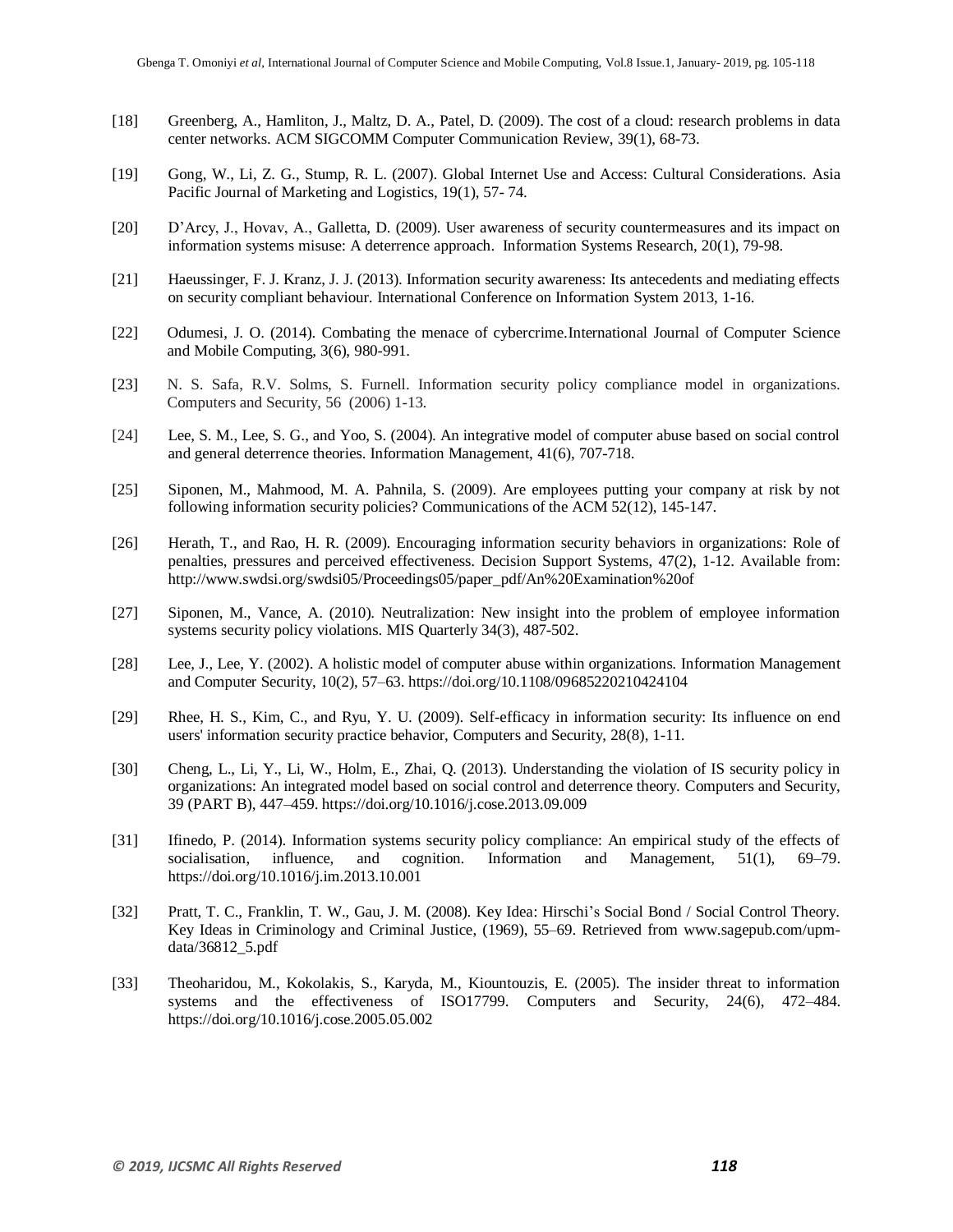[18] Greenberg, A., Hamliton, J., Maltz, D. A., Patel, D. (2009). The cost of a cloud: research problems in data center networks. ACM SIGCOMM Computer Communication Review, 39(1), 68-73.

[19] Gong, W., Li, Z. G., Stump, R. L. (2007). Global Internet Use and Access: Cultural Considerations. Asia Pacific Journal of Marketing and Logistics, 19(1), 57- 74.

[20] D'Arcy, J., Hovav, A., Galletta, D. (2009). User awareness of security countermeasures and its impact on information systems misuse: A deterrence approach. Information Systems Research, 20(1), 79-98.

[21] Haeussinger, F. J. Kranz, J. J. (2013). Information security awareness: Its antecedents and mediating effects on security compliant behaviour. International Conference on Information System 2013, 1-16.

[22] Odumesi, J. O. (2014). Combating the menace of cybercrime.International Journal of Computer Science and Mobile Computing, 3(6), 980-991.

[23] N. S. Safa, R.V. Solms, S. Furnell. Information security policy compliance model in organizations. Computers and Security, 56 (2006) 1-13.

[24] Lee, S. M., Lee, S. G., and Yoo, S. (2004). An integrative model of computer abuse based on social control and general deterrence theories. Information Management, 41(6), 707-718.

[25] Siponen, M., Mahmood, M. A. Pahnila, S. (2009). Are employees putting your company at risk by not following information security policies? Communications of the ACM 52(12), 145-147.

[26] Herath, T., and Rao, H. R. (2009). Encouraging information security behaviors in organizations: Role of penalties, pressures and perceived effectiveness. Decision Support Systems, 47(2), 1-12. Available from: http://www.swdsi.org/swdsi05/Proceedings05/paper_pdf/An%20Examination%20of

[27] Siponen, M., Vance, A. (2010). Neutralization: New insight into the problem of employee information systems security policy violations. MIS Quarterly 34(3), 487-502.

[28] Lee, J., Lee, Y. (2002). A holistic model of computer abuse within organizations. Information Management and Computer Security, 10(2), 57–63. https://doi.org/10.1108/09685220210424104

[29] Rhee, H. S., Kim, C., and Ryu, Y. U. (2009). Self-efficacy in information security: Its influence on end users' information security practice behavior, Computers and Security, 28(8), 1-11.

[30] Cheng, L., Li, Y., Li, W., Holm, E., Zhai, Q. (2013). Understanding the violation of IS security policy in organizations: An integrated model based on social control and deterrence theory. Computers and Security, 39 (PART B), 447–459. https://doi.org/10.1016/j.cose.2013.09.009

[31] Ifinedo, P. (2014). Information systems security policy compliance: An empirical study of the effects of socialisation, influence, and cognition. Information and Management, 51(1), 69–79. https://doi.org/10.1016/j.im.2013.10.001

[32] Pratt, T. C., Franklin, T. W., Gau, J. M. (2008). Key Idea: Hirschi's Social Bond / Social Control Theory. Key Ideas in Criminology and Criminal Justice, (1969), 55–69. Retrieved from www.sagepub.com/upm-data/36812_5.pdf

[33] Theoharidou, M., Kokolakis, S., Karyda, M., Kiountouzis, E. (2005). The insider threat to information systems and the effectiveness of ISO17799. Computers and Security, 24(6), 472–484. https://doi.org/10.1016/j.cose.2005.05.002